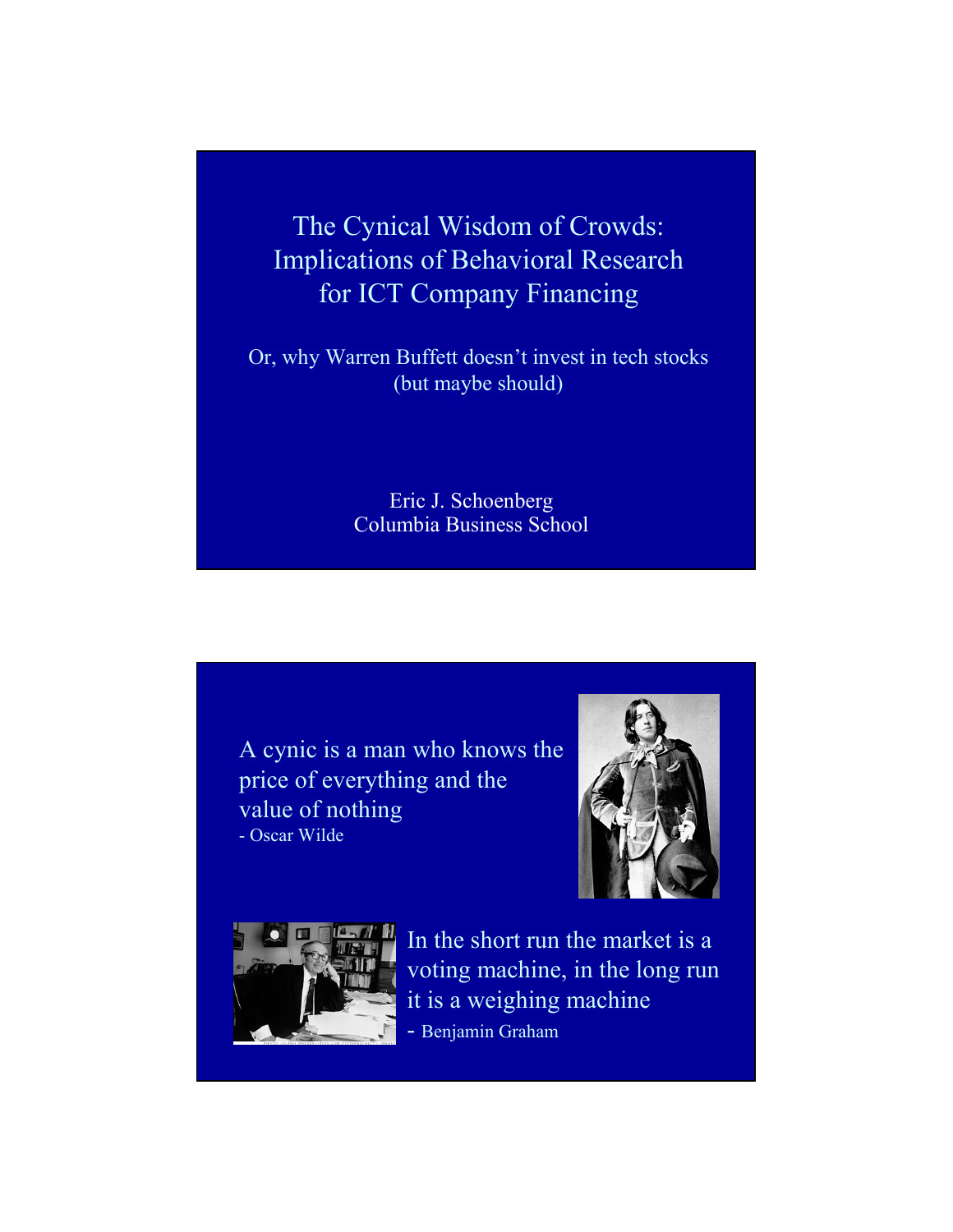# The Cynical Wisdom of Crowds: Implications of Behavioral Research for ICT Company Financing

Or, why Warren Buffett doesn't invest in tech stocks (but maybe should)

Eric J. Schoenberg
Columbia Business School

---

A cynic is a man who knows the price of everything and the value of nothing
- Oscar Wilde

In the short run the market is a voting machine, in the long run it is a weighing machine
- Benjamin Graham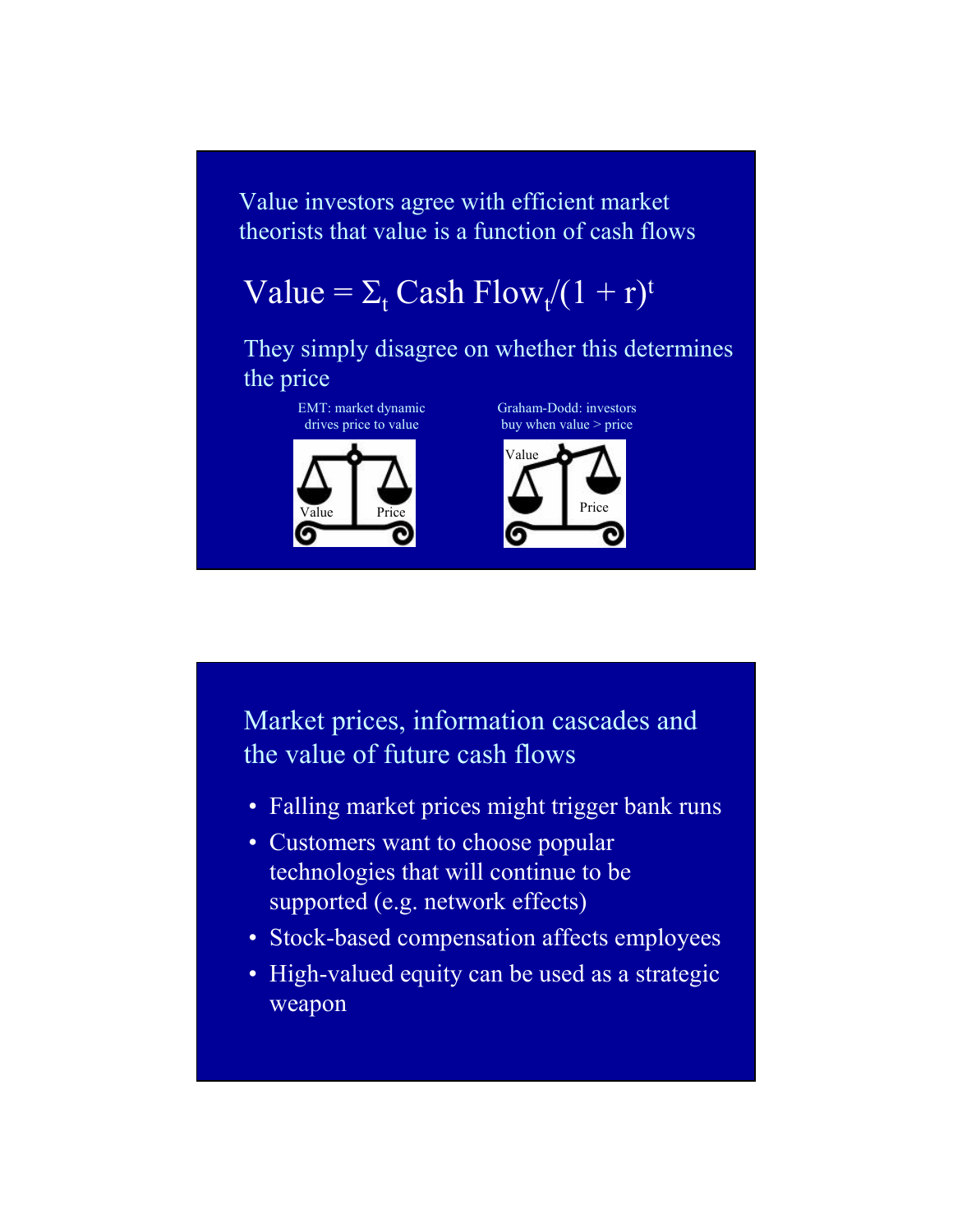Value investors agree with efficient market theorists that value is a function of cash flows

$$\text{Value} = \Sigma_t \text{ Cash Flow}_t/(1 + r)^t$$

They simply disagree on whether this determines the price

EMT: market dynamic drives price to value

Graham-Dodd: investors buy when value > price

Value Price

Value Price

---

Market prices, information cascades and the value of future cash flows

- Falling market prices might trigger bank runs
- Customers want to choose popular technologies that will continue to be supported (e.g. network effects)
- Stock-based compensation affects employees
- High-valued equity can be used as a strategic weapon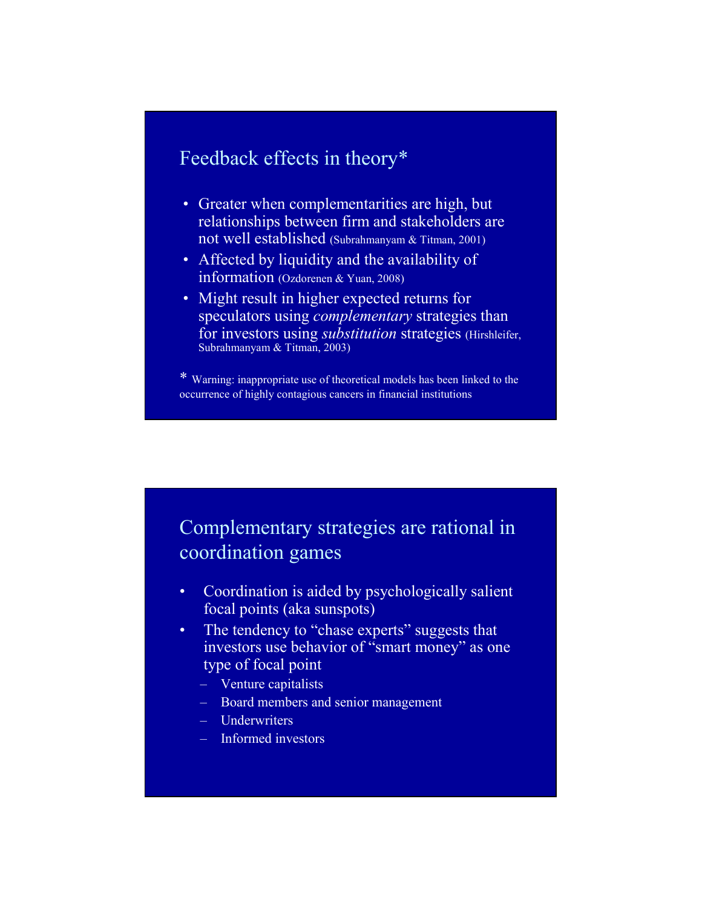## Feedback effects in theory*

- Greater when complementarities are high, but relationships between firm and stakeholders are not well established (Subrahmanyam & Titman, 2001)
- Affected by liquidity and the availability of information (Ozdorenen & Yuan, 2008)
- Might result in higher expected returns for speculators using *complementary* strategies than for investors using *substitution* strategies (Hirshleifer, Subrahmanyam & Titman, 2003)

* Warning: inappropriate use of theoretical models has been linked to the occurrence of highly contagious cancers in financial institutions

## Complementary strategies are rational in coordination games

- Coordination is aided by psychologically salient focal points (aka sunspots)
- The tendency to "chase experts" suggests that investors use behavior of "smart money" as one type of focal point
  - Venture capitalists
  - Board members and senior management
  - Underwriters
  - Informed investors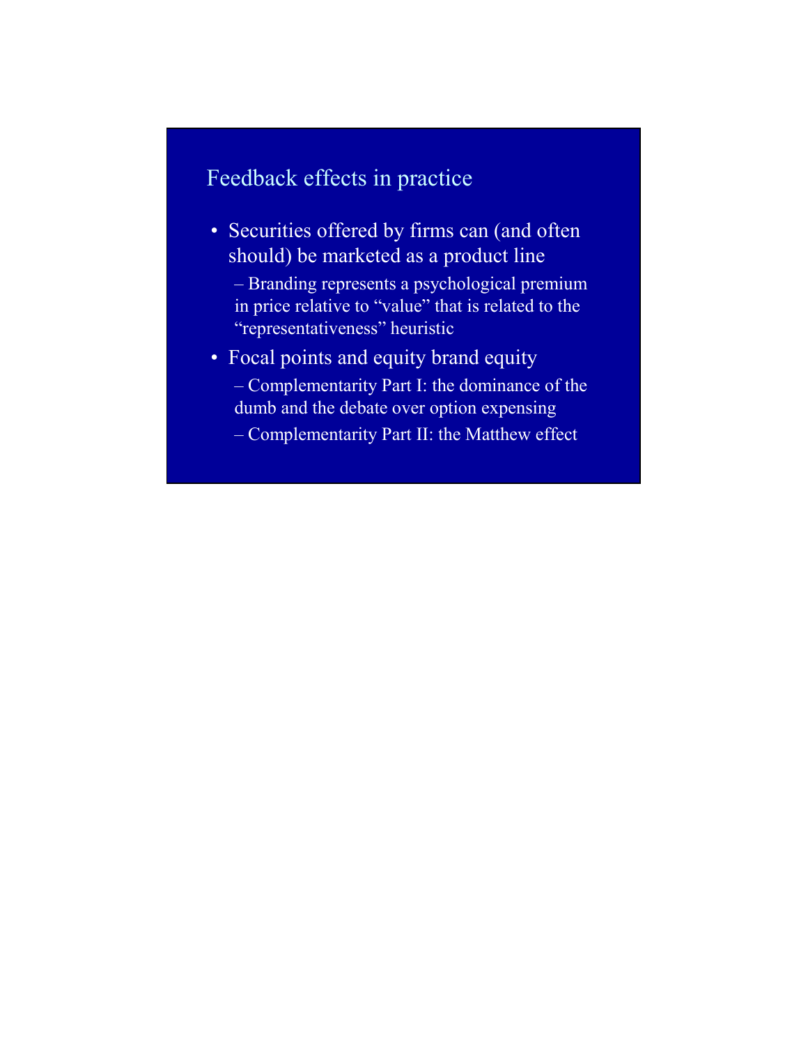## Feedback effects in practice

- Securities offered by firms can (and often should) be marketed as a product line
  - Branding represents a psychological premium in price relative to "value" that is related to the "representativeness" heuristic
- Focal points and equity brand equity
  - Complementarity Part I: the dominance of the dumb and the debate over option expensing
  - Complementarity Part II: the Matthew effect